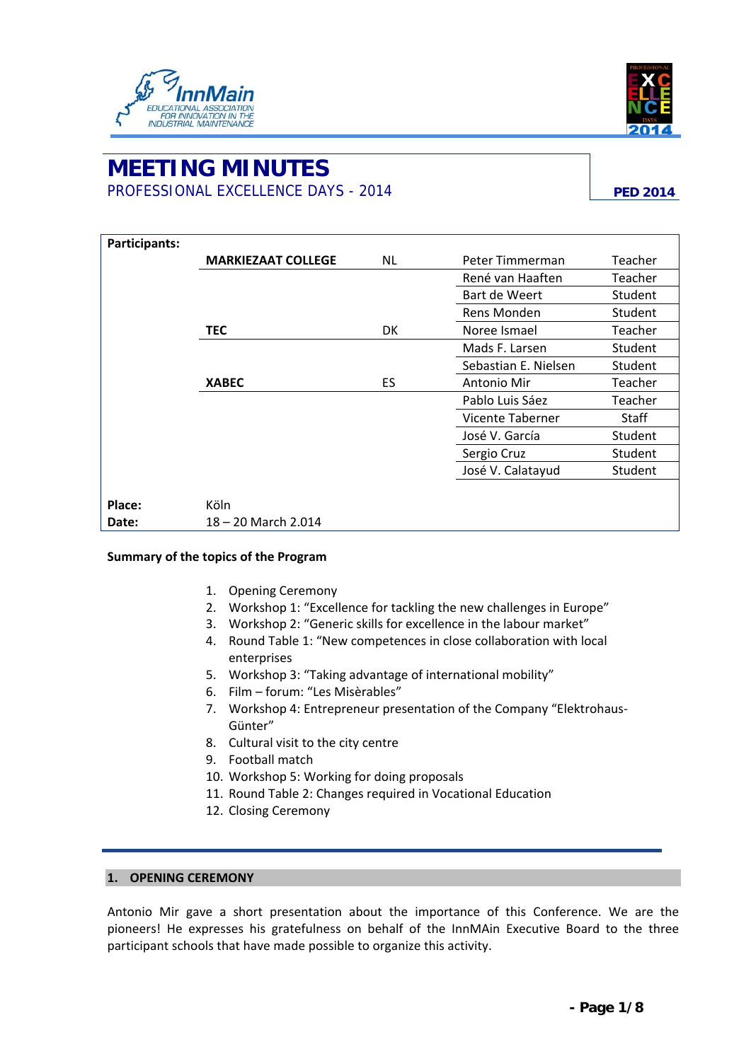# MEETING MINUTES

PROFESSIONAL EXCELLENCE DAYS - 2014

**PED 2014**

| **Participants:** | | | | |
|---|---|---|---|---|
| | **MARKIEZAAT COLLEGE** | NL | Peter Timmerman | Teacher |
| | | | René van Haaften | Teacher |
| | | | Bart de Weert | Student |
| | | | Rens Monden | Student |
| | **TEC** | DK | Noree Ismael | Teacher |
| | | | Mads F. Larsen | Student |
| | | | Sebastian E. Nielsen | Student |
| | **XABEC** | ES | Antonio Mir | Teacher |
| | | | Pablo Luis Sáez | Teacher |
| | | | Vicente Taberner | Staff |
| | | | José V. García | Student |
| | | | Sergio Cruz | Student |
| | | | José V. Calatayud | Student |
| **Place:** | Köln | | | |
| **Date:** | 18 – 20 March 2.014 | | | |

**Summary of the topics of the Program**

1. Opening Ceremony
2. Workshop 1: "Excellence for tackling the new challenges in Europe"
3. Workshop 2: "Generic skills for excellence in the labour market"
4. Round Table 1: "New competences in close collaboration with local enterprises
5. Workshop 3: "Taking advantage of international mobility"
6. Film – forum: "Les Misèrables"
7. Workshop 4: Entrepreneur presentation of the Company "Elektrohaus-Günter"
8. Cultural visit to the city centre
9. Football match
10. Workshop 5: Working for doing proposals
11. Round Table 2: Changes required in Vocational Education
12. Closing Ceremony

## 1. OPENING CEREMONY

Antonio Mir gave a short presentation about the importance of this Conference. We are the pioneers! He expresses his gratefulness on behalf of the InnMAin Executive Board to the three participant schools that have made possible to organize this activity.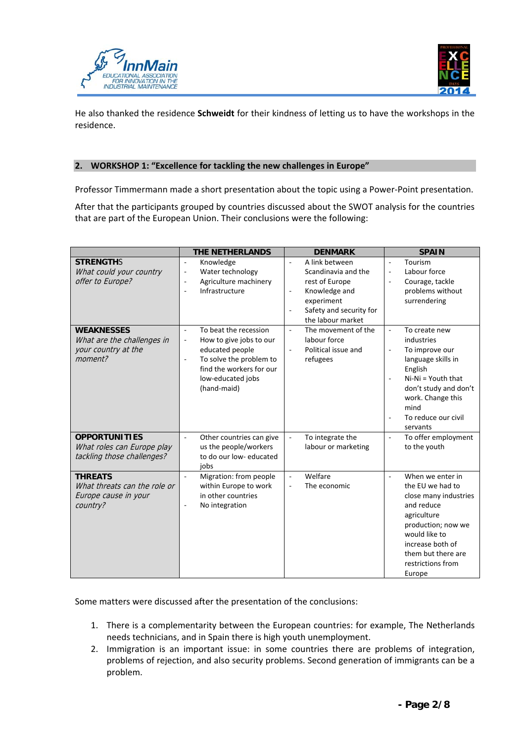He also thanked the residence **Schweidt** for their kindness of letting us to have the workshops in the residence.

## 2. WORKSHOP 1: "Excellence for tackling the new challenges in Europe"

Professor Timmermann made a short presentation about the topic using a Power-Point presentation.

After that the participants grouped by countries discussed about the SWOT analysis for the countries that are part of the European Union. Their conclusions were the following:

| | THE NETHERLANDS | DENMARK | SPAIN |
|---|---|---|---|
| **STRENGTHS**<br>*What could your country offer to Europe?* | - Knowledge<br>- Water technology<br>- Agriculture machinery<br>- Infrastructure | - A link between Scandinavia and the rest of Europe<br>- Knowledge and experiment<br>- Safety and security for the labour market | - Tourism<br>- Labour force<br>- Courage, tackle problems without surrendering |
| **WEAKNESSES**<br>*What are the challenges in your country at the moment?* | - To beat the recession<br>- How to give jobs to our educated people<br>- To solve the problem to find the workers for our low-educated jobs (hand-maid) | - The movement of the labour force<br>- Political issue and refugees | - To create new industries<br>- To improve our language skills in English<br>- Ni-Ni = Youth that don't study and don't work. Change this mind<br>- To reduce our civil servants |
| **OPPORTUNITIES**<br>*What roles can Europe play tackling those challenges?* | - Other countries can give us the people/workers to do our low- educated jobs | - To integrate the labour or marketing | - To offer employment to the youth |
| **THREATS**<br>*What threats can the role or Europe cause in your country?* | - Migration: from people within Europe to work in other countries<br>- No integration | - Welfare<br>- The economic | - When we enter in the EU we had to close many industries and reduce agriculture production; now we would like to increase both of them but there are restrictions from Europe |

Some matters were discussed after the presentation of the conclusions:

1. There is a complementarity between the European countries: for example, The Netherlands needs technicians, and in Spain there is high youth unemployment.
2. Immigration is an important issue: in some countries there are problems of integration, problems of rejection, and also security problems. Second generation of immigrants can be a problem.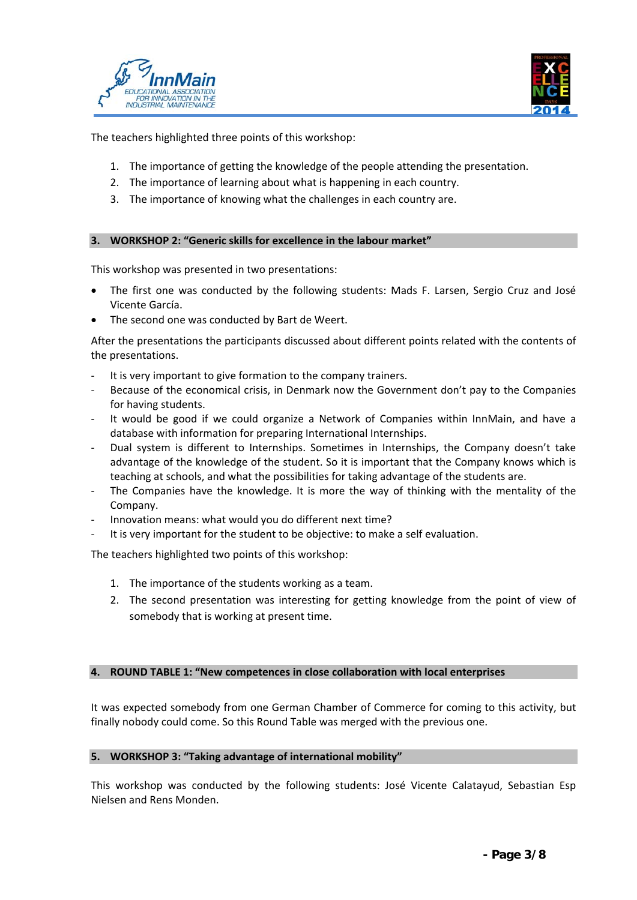The teachers highlighted three points of this workshop:

1. The importance of getting the knowledge of the people attending the presentation.
2. The importance of learning about what is happening in each country.
3. The importance of knowing what the challenges in each country are.

## 3. WORKSHOP 2: “Generic skills for excellence in the labour market”

This workshop was presented in two presentations:

- The first one was conducted by the following students: Mads F. Larsen, Sergio Cruz and José Vicente García.
- The second one was conducted by Bart de Weert.

After the presentations the participants discussed about different points related with the contents of the presentations.

- It is very important to give formation to the company trainers.
- Because of the economical crisis, in Denmark now the Government don’t pay to the Companies for having students.
- It would be good if we could organize a Network of Companies within InnMain, and have a database with information for preparing International Internships.
- Dual system is different to Internships. Sometimes in Internships, the Company doesn’t take advantage of the knowledge of the student. So it is important that the Company knows which is teaching at schools, and what the possibilities for taking advantage of the students are.
- The Companies have the knowledge. It is more the way of thinking with the mentality of the Company.
- Innovation means: what would you do different next time?
- It is very important for the student to be objective: to make a self evaluation.

The teachers highlighted two points of this workshop:

1. The importance of the students working as a team.
2. The second presentation was interesting for getting knowledge from the point of view of somebody that is working at present time.

## 4. ROUND TABLE 1: “New competences in close collaboration with local enterprises

It was expected somebody from one German Chamber of Commerce for coming to this activity, but finally nobody could come. So this Round Table was merged with the previous one.

## 5. WORKSHOP 3: “Taking advantage of international mobility”

This workshop was conducted by the following students: José Vicente Calatayud, Sebastian Esp Nielsen and Rens Monden.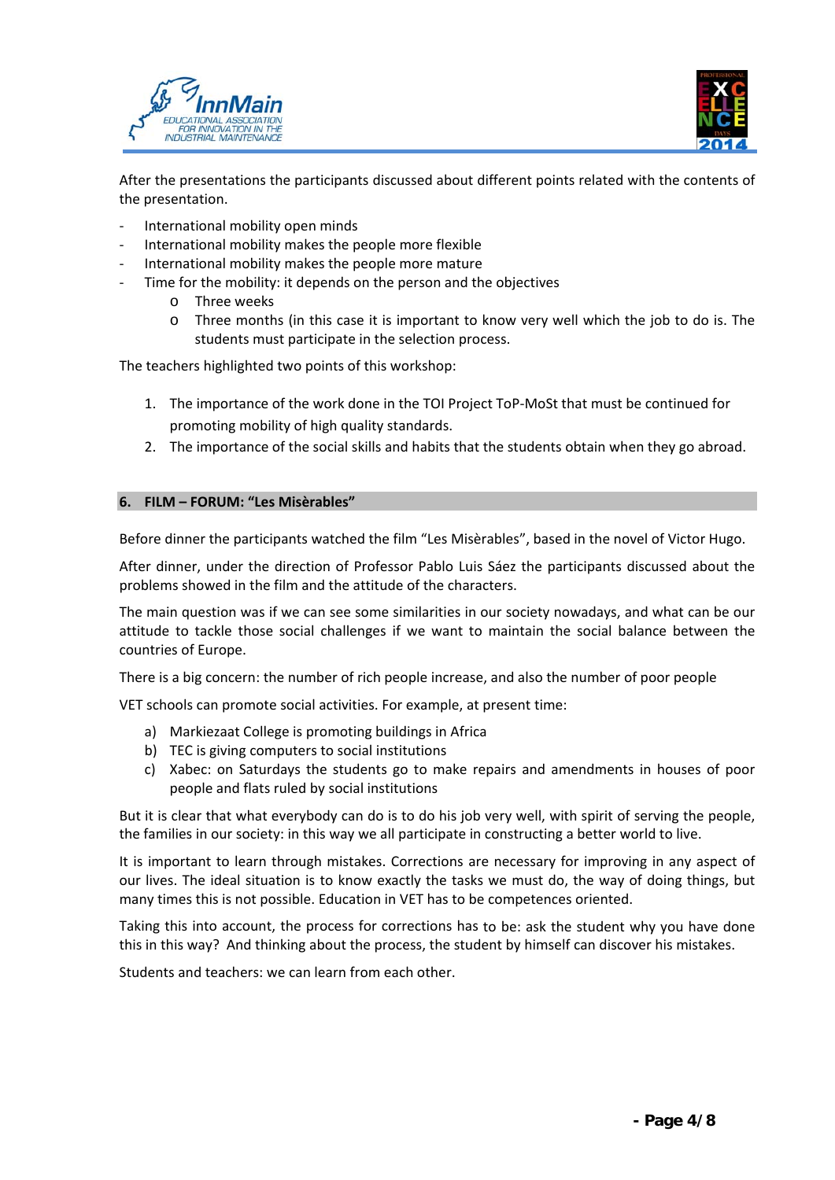After the presentations the participants discussed about different points related with the contents of the presentation.

- International mobility open minds
- International mobility makes the people more flexible
- International mobility makes the people more mature
- Time for the mobility: it depends on the person and the objectives
    - Three weeks
    - Three months (in this case it is important to know very well which the job to do is. The students must participate in the selection process.

The teachers highlighted two points of this workshop:

1. The importance of the work done in the TOI Project ToP-MoSt that must be continued for promoting mobility of high quality standards.
2. The importance of the social skills and habits that the students obtain when they go abroad.

## 6. FILM – FORUM: "Les Misèrables"

Before dinner the participants watched the film "Les Misèrables", based in the novel of Victor Hugo.

After dinner, under the direction of Professor Pablo Luis Sáez the participants discussed about the problems showed in the film and the attitude of the characters.

The main question was if we can see some similarities in our society nowadays, and what can be our attitude to tackle those social challenges if we want to maintain the social balance between the countries of Europe.

There is a big concern: the number of rich people increase, and also the number of poor people

VET schools can promote social activities. For example, at present time:

a) Markiezaat College is promoting buildings in Africa
b) TEC is giving computers to social institutions
c) Xabec: on Saturdays the students go to make repairs and amendments in houses of poor people and flats ruled by social institutions

But it is clear that what everybody can do is to do his job very well, with spirit of serving the people, the families in our society: in this way we all participate in constructing a better world to live.

It is important to learn through mistakes. Corrections are necessary for improving in any aspect of our lives. The ideal situation is to know exactly the tasks we must do, the way of doing things, but many times this is not possible. Education in VET has to be competences oriented.

Taking this into account, the process for corrections has to be: ask the student why you have done this in this way? And thinking about the process, the student by himself can discover his mistakes.

Students and teachers: we can learn from each other.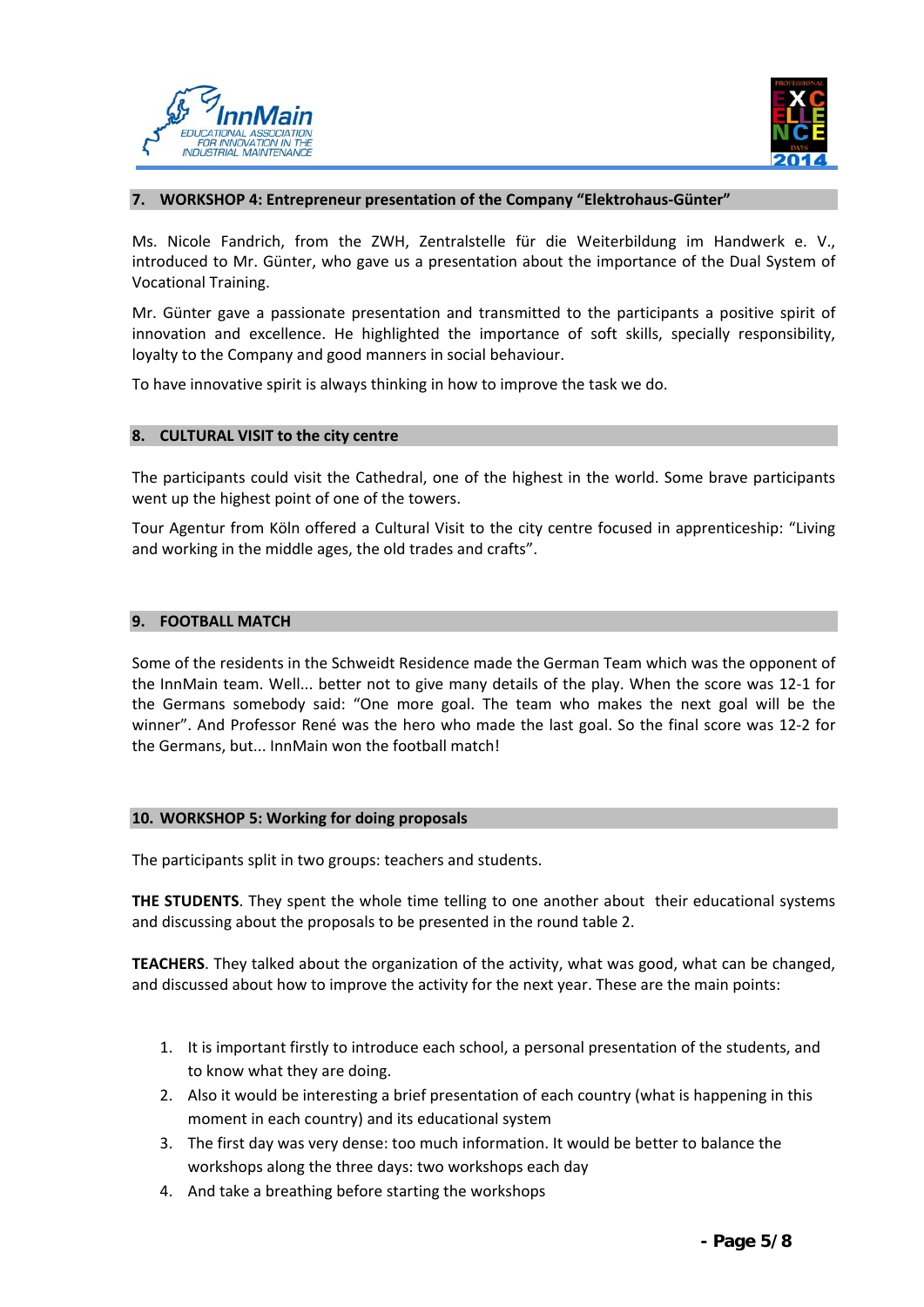## 7. WORKSHOP 4: Entrepreneur presentation of the Company "Elektrohaus-Günter"

Ms. Nicole Fandrich, from the ZWH, Zentralstelle für die Weiterbildung im Handwerk e. V., introduced to Mr. Günter, who gave us a presentation about the importance of the Dual System of Vocational Training.

Mr. Günter gave a passionate presentation and transmitted to the participants a positive spirit of innovation and excellence. He highlighted the importance of soft skills, specially responsibility, loyalty to the Company and good manners in social behaviour.

To have innovative spirit is always thinking in how to improve the task we do.

## 8. CULTURAL VISIT to the city centre

The participants could visit the Cathedral, one of the highest in the world. Some brave participants went up the highest point of one of the towers.

Tour Agentur from Köln offered a Cultural Visit to the city centre focused in apprenticeship: "Living and working in the middle ages, the old trades and crafts".

## 9. FOOTBALL MATCH

Some of the residents in the Schweidt Residence made the German Team which was the opponent of the InnMain team. Well... better not to give many details of the play. When the score was 12-1 for the Germans somebody said: "One more goal. The team who makes the next goal will be the winner". And Professor René was the hero who made the last goal. So the final score was 12-2 for the Germans, but... InnMain won the football match!

## 10. WORKSHOP 5: Working for doing proposals

The participants split in two groups: teachers and students.

**THE STUDENTS**. They spent the whole time telling to one another about their educational systems and discussing about the proposals to be presented in the round table 2.

**TEACHERS**. They talked about the organization of the activity, what was good, what can be changed, and discussed about how to improve the activity for the next year. These are the main points:

1. It is important firstly to introduce each school, a personal presentation of the students, and to know what they are doing.
2. Also it would be interesting a brief presentation of each country (what is happening in this moment in each country) and its educational system
3. The first day was very dense: too much information. It would be better to balance the workshops along the three days: two workshops each day
4. And take a breathing before starting the workshops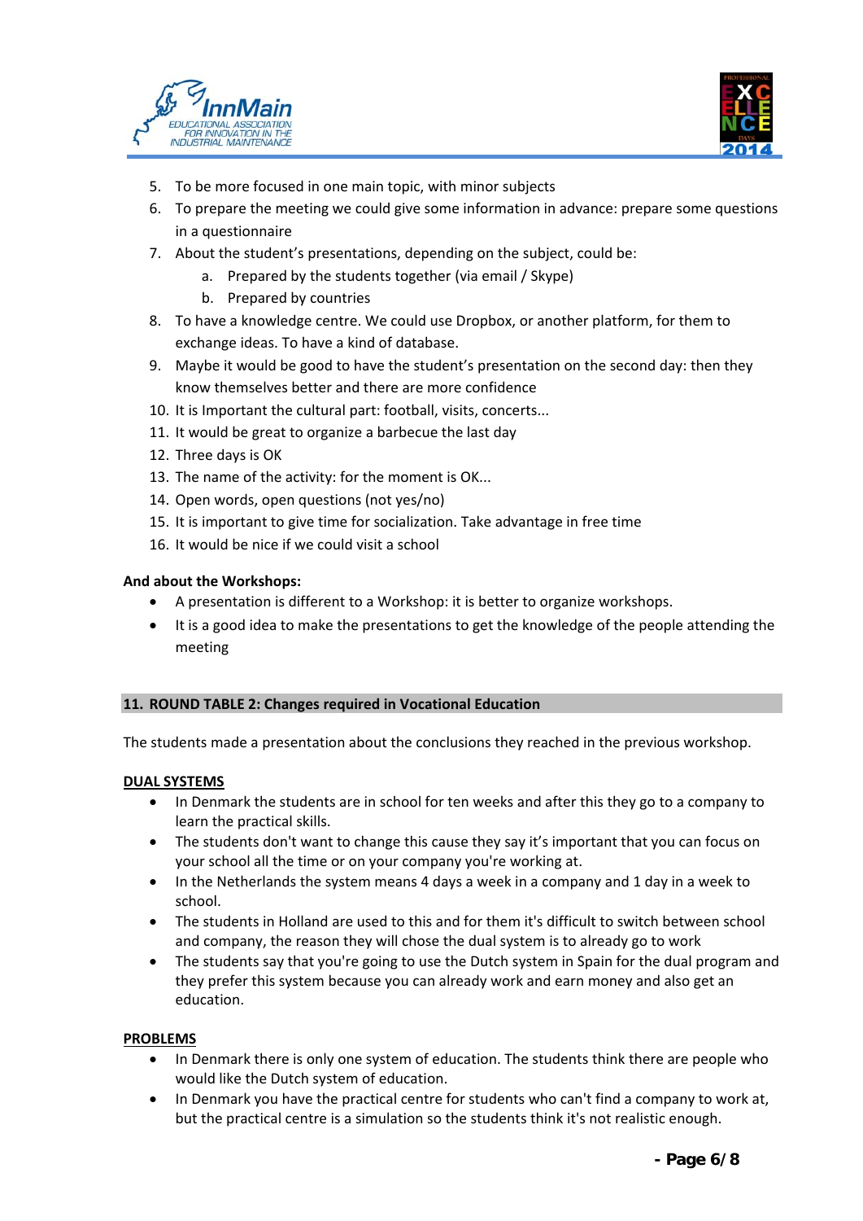5. To be more focused in one main topic, with minor subjects
6. To prepare the meeting we could give some information in advance: prepare some questions in a questionnaire
7. About the student's presentations, depending on the subject, could be:
    a. Prepared by the students together (via email / Skype)
    b. Prepared by countries
8. To have a knowledge centre. We could use Dropbox, or another platform, for them to exchange ideas. To have a kind of database.
9. Maybe it would be good to have the student's presentation on the second day: then they know themselves better and there are more confidence
10. It is Important the cultural part: football, visits, concerts...
11. It would be great to organize a barbecue the last day
12. Three days is OK
13. The name of the activity: for the moment is OK...
14. Open words, open questions (not yes/no)
15. It is important to give time for socialization. Take advantage in free time
16. It would be nice if we could visit a school

**And about the Workshops:**

- A presentation is different to a Workshop: it is better to organize workshops.
- It is a good idea to make the presentations to get the knowledge of the people attending the meeting

## 11. ROUND TABLE 2: Changes required in Vocational Education

The students made a presentation about the conclusions they reached in the previous workshop.

**DUAL SYSTEMS**

- In Denmark the students are in school for ten weeks and after this they go to a company to learn the practical skills.
- The students don't want to change this cause they say it's important that you can focus on your school all the time or on your company you're working at.
- In the Netherlands the system means 4 days a week in a company and 1 day in a week to school.
- The students in Holland are used to this and for them it's difficult to switch between school and company, the reason they will chose the dual system is to already go to work
- The students say that you're going to use the Dutch system in Spain for the dual program and they prefer this system because you can already work and earn money and also get an education.

**PROBLEMS**

- In Denmark there is only one system of education. The students think there are people who would like the Dutch system of education.
- In Denmark you have the practical centre for students who can't find a company to work at, but the practical centre is a simulation so the students think it's not realistic enough.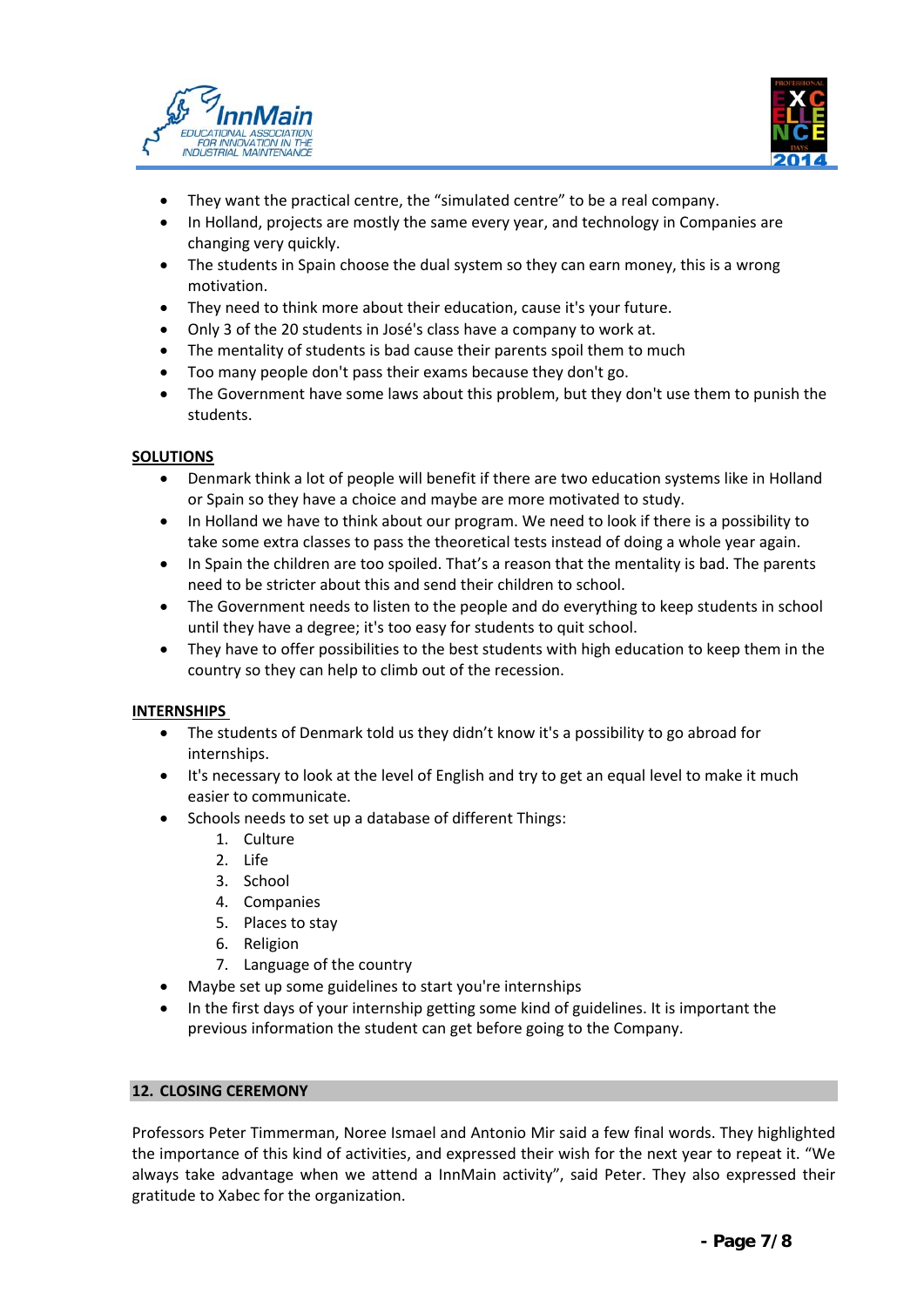- They want the practical centre, the “simulated centre” to be a real company.
- In Holland, projects are mostly the same every year, and technology in Companies are changing very quickly.
- The students in Spain choose the dual system so they can earn money, this is a wrong motivation.
- They need to think more about their education, cause it's your future.
- Only 3 of the 20 students in José's class have a company to work at.
- The mentality of students is bad cause their parents spoil them to much
- Too many people don't pass their exams because they don't go.
- The Government have some laws about this problem, but they don't use them to punish the students.

**SOLUTIONS**

- Denmark think a lot of people will benefit if there are two education systems like in Holland or Spain so they have a choice and maybe are more motivated to study.
- In Holland we have to think about our program. We need to look if there is a possibility to take some extra classes to pass the theoretical tests instead of doing a whole year again.
- In Spain the children are too spoiled. That’s a reason that the mentality is bad. The parents need to be stricter about this and send their children to school.
- The Government needs to listen to the people and do everything to keep students in school until they have a degree; it's too easy for students to quit school.
- They have to offer possibilities to the best students with high education to keep them in the country so they can help to climb out of the recession.

**INTERNSHIPS**

- The students of Denmark told us they didn’t know it's a possibility to go abroad for internships.
- It's necessary to look at the level of English and try to get an equal level to make it much easier to communicate.
- Schools needs to set up a database of different Things:
  1. Culture
  2. Life
  3. School
  4. Companies
  5. Places to stay
  6. Religion
  7. Language of the country
- Maybe set up some guidelines to start you're internships
- In the first days of your internship getting some kind of guidelines. It is important the previous information the student can get before going to the Company.

## 12. CLOSING CEREMONY

Professors Peter Timmerman, Noree Ismael and Antonio Mir said a few final words. They highlighted the importance of this kind of activities, and expressed their wish for the next year to repeat it. “We always take advantage when we attend a InnMain activity”, said Peter. They also expressed their gratitude to Xabec for the organization.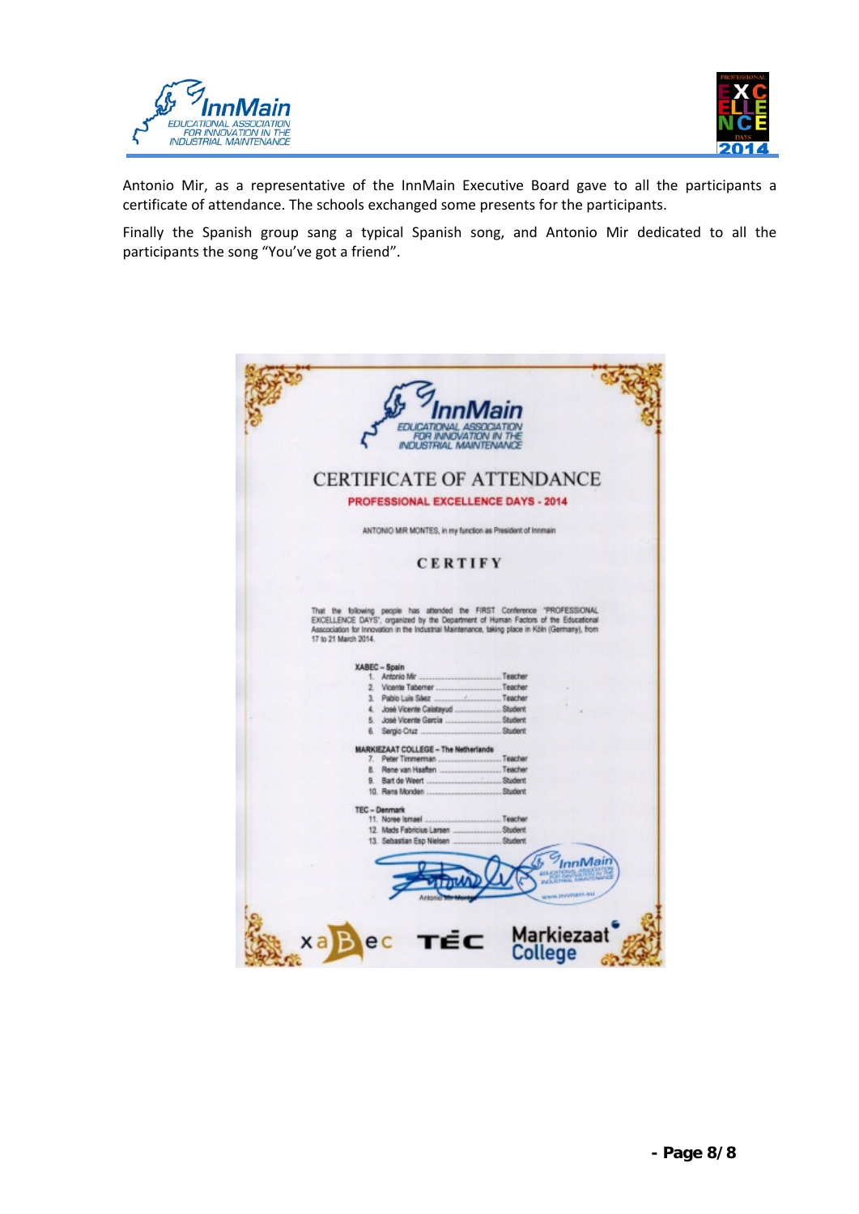Antonio Mir, as a representative of the InnMain Executive Board gave to all the participants a certificate of attendance. The schools exchanged some presents for the participants.

Finally the Spanish group sang a typical Spanish song, and Antonio Mir dedicated to all the participants the song “You’ve got a friend”.

InnMain
EDUCATIONAL ASSOCIATION FOR INNOVATION IN THE INDUSTRIAL MAINTENANCE

# CERTIFICATE OF ATTENDANCE

**PROFESSIONAL EXCELLENCE DAYS - 2014**

ANTONIO MIR MONTES, in my function as President of Innmain

## CERTIFY

That the following people has attended the FIRST Conference "PROFESSIONAL EXCELLENCE DAYS", organized by the Department of Human Factors of the Educational Asscociation for Innovation in the Industrial Maintenance, taking place in Köln (Germany), from 17 to 21 March 2014.

**XABEC – Spain**

1. Antonio Mir .......... Teacher
2. Vicente Taberner .......... Teacher
3. Pablo Luis Sáez .......... Teacher
4. José Vicente Calatayud .......... Student
5. José Vicente García .......... Student
6. Sergio Cruz .......... Student

**MARKIEZAAT COLLEGE – The Netherlands**

7. Peter Timmerman .......... Teacher
8. Rene van Haaften .......... Teacher
9. Bart de Weert .......... Student
10. Rens Monden .......... Student

**TEC – Denmark**

11. Noree Ismael .......... Teacher
12. Mads Fabricius Larsen .......... Student
13. Sebastian Esp Nielsen .......... Student

Antonio Mir Montes

xaBec TEC Markiezaat College